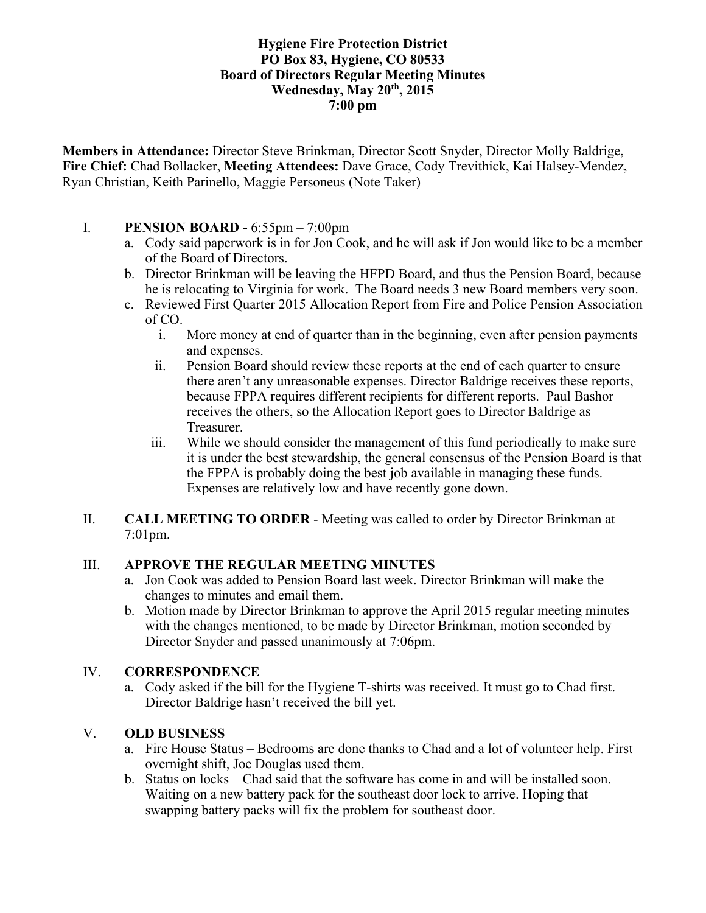**Hygiene Fire Protection District**
**PO Box 83, Hygiene, CO 80533**
**Board of Directors Regular Meeting Minutes**
**Wednesday, May 20th, 2015**
**7:00 pm**

**Members in Attendance:** Director Steve Brinkman, Director Scott Snyder, Director Molly Baldrige, **Fire Chief:** Chad Bollacker, **Meeting Attendees:** Dave Grace, Cody Trevithick, Kai Halsey-Mendez, Ryan Christian, Keith Parinello, Maggie Personeus (Note Taker)

I. **PENSION BOARD -** 6:55pm – 7:00pm
   a. Cody said paperwork is in for Jon Cook, and he will ask if Jon would like to be a member of the Board of Directors.
   b. Director Brinkman will be leaving the HFPD Board, and thus the Pension Board, because he is relocating to Virginia for work. The Board needs 3 new Board members very soon.
   c. Reviewed First Quarter 2015 Allocation Report from Fire and Police Pension Association of CO.
      i. More money at end of quarter than in the beginning, even after pension payments and expenses.
      ii. Pension Board should review these reports at the end of each quarter to ensure there aren't any unreasonable expenses. Director Baldrige receives these reports, because FPPA requires different recipients for different reports. Paul Bashor receives the others, so the Allocation Report goes to Director Baldrige as Treasurer.
      iii. While we should consider the management of this fund periodically to make sure it is under the best stewardship, the general consensus of the Pension Board is that the FPPA is probably doing the best job available in managing these funds. Expenses are relatively low and have recently gone down.

II. **CALL MEETING TO ORDER** - Meeting was called to order by Director Brinkman at 7:01pm.

III. **APPROVE THE REGULAR MEETING MINUTES**
   a. Jon Cook was added to Pension Board last week. Director Brinkman will make the changes to minutes and email them.
   b. Motion made by Director Brinkman to approve the April 2015 regular meeting minutes with the changes mentioned, to be made by Director Brinkman, motion seconded by Director Snyder and passed unanimously at 7:06pm.

IV. **CORRESPONDENCE**
   a. Cody asked if the bill for the Hygiene T-shirts was received. It must go to Chad first. Director Baldrige hasn't received the bill yet.

V. **OLD BUSINESS**
   a. Fire House Status – Bedrooms are done thanks to Chad and a lot of volunteer help. First overnight shift, Joe Douglas used them.
   b. Status on locks – Chad said that the software has come in and will be installed soon. Waiting on a new battery pack for the southeast door lock to arrive. Hoping that swapping battery packs will fix the problem for southeast door.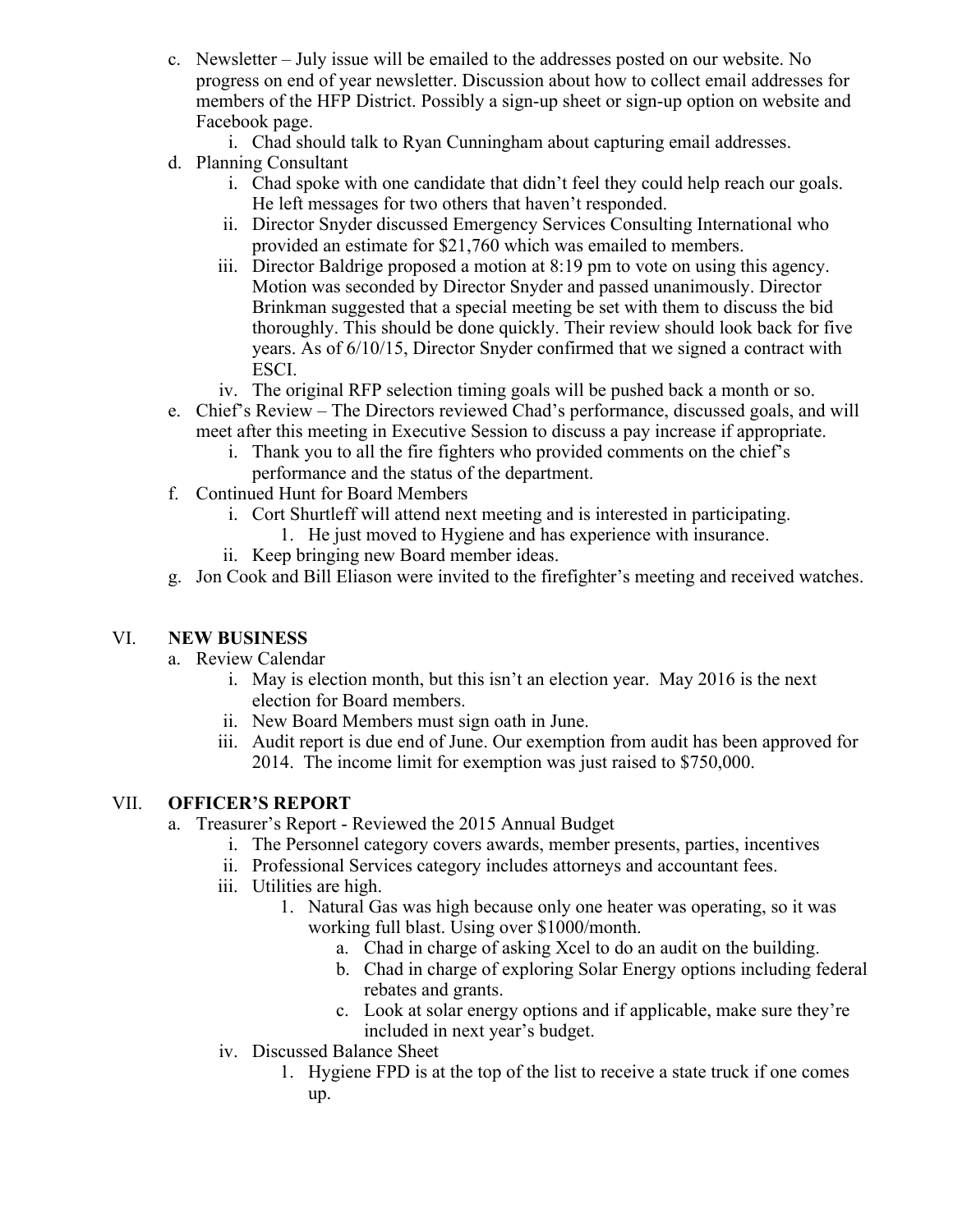c. Newsletter – July issue will be emailed to the addresses posted on our website. No progress on end of year newsletter. Discussion about how to collect email addresses for members of the HFP District. Possibly a sign-up sheet or sign-up option on website and Facebook page.
    i. Chad should talk to Ryan Cunningham about capturing email addresses.

d. Planning Consultant
    i. Chad spoke with one candidate that didn't feel they could help reach our goals. He left messages for two others that haven't responded.
    ii. Director Snyder discussed Emergency Services Consulting International who provided an estimate for $21,760 which was emailed to members.
    iii. Director Baldrige proposed a motion at 8:19 pm to vote on using this agency. Motion was seconded by Director Snyder and passed unanimously. Director Brinkman suggested that a special meeting be set with them to discuss the bid thoroughly. This should be done quickly. Their review should look back for five years. As of 6/10/15, Director Snyder confirmed that we signed a contract with ESCI.
    iv. The original RFP selection timing goals will be pushed back a month or so.

e. Chief's Review – The Directors reviewed Chad's performance, discussed goals, and will meet after this meeting in Executive Session to discuss a pay increase if appropriate.
    i. Thank you to all the fire fighters who provided comments on the chief's performance and the status of the department.

f. Continued Hunt for Board Members
    i. Cort Shurtleff will attend next meeting and is interested in participating.
        1. He just moved to Hygiene and has experience with insurance.
    ii. Keep bringing new Board member ideas.

g. Jon Cook and Bill Eliason were invited to the firefighter's meeting and received watches.

## VI. NEW BUSINESS

a. Review Calendar
    i. May is election month, but this isn't an election year. May 2016 is the next election for Board members.
    ii. New Board Members must sign oath in June.
    iii. Audit report is due end of June. Our exemption from audit has been approved for 2014. The income limit for exemption was just raised to $750,000.

## VII. OFFICER'S REPORT

a. Treasurer's Report - Reviewed the 2015 Annual Budget
    i. The Personnel category covers awards, member presents, parties, incentives
    ii. Professional Services category includes attorneys and accountant fees.
    iii. Utilities are high.
        1. Natural Gas was high because only one heater was operating, so it was working full blast. Using over $1000/month.
            a. Chad in charge of asking Xcel to do an audit on the building.
            b. Chad in charge of exploring Solar Energy options including federal rebates and grants.
            c. Look at solar energy options and if applicable, make sure they're included in next year's budget.
    iv. Discussed Balance Sheet
        1. Hygiene FPD is at the top of the list to receive a state truck if one comes up.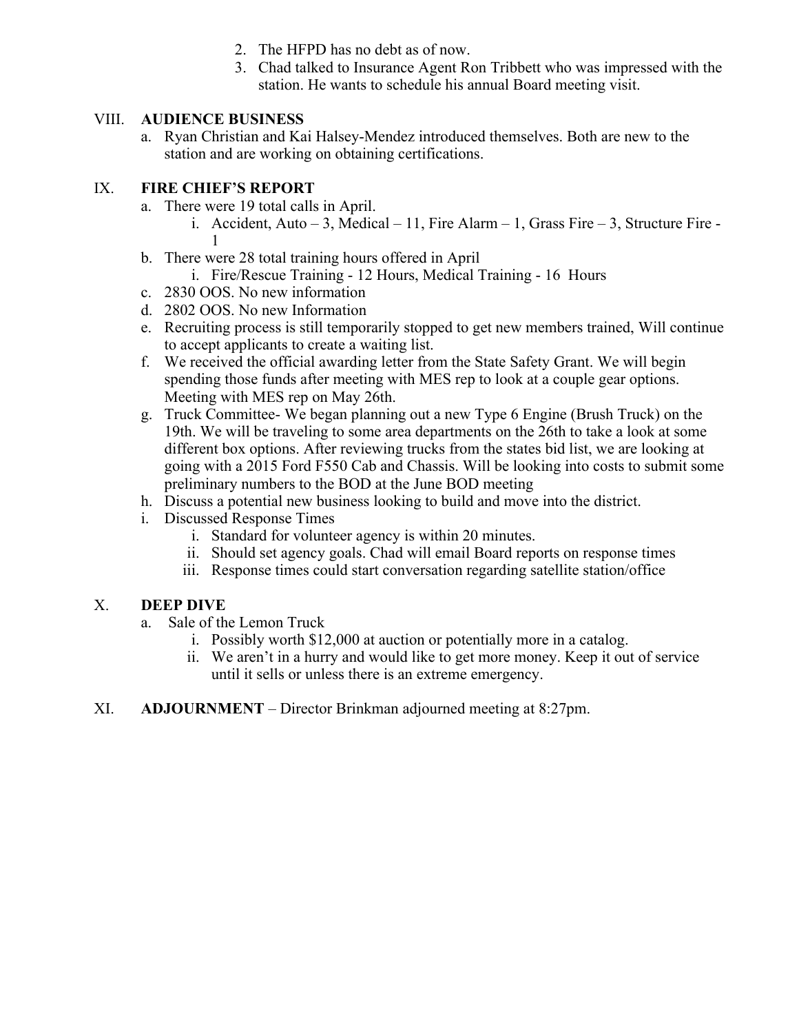2. The HFPD has no debt as of now.
3. Chad talked to Insurance Agent Ron Tribbett who was impressed with the station. He wants to schedule his annual Board meeting visit.

VIII. **AUDIENCE BUSINESS**

a. Ryan Christian and Kai Halsey-Mendez introduced themselves. Both are new to the station and are working on obtaining certifications.

IX. **FIRE CHIEF'S REPORT**

a. There were 19 total calls in April.
   i. Accident, Auto – 3, Medical – 11, Fire Alarm – 1, Grass Fire – 3, Structure Fire - 1
b. There were 28 total training hours offered in April
   i. Fire/Rescue Training - 12 Hours, Medical Training - 16 Hours
c. 2830 OOS. No new information
d. 2802 OOS. No new Information
e. Recruiting process is still temporarily stopped to get new members trained, Will continue to accept applicants to create a waiting list.
f. We received the official awarding letter from the State Safety Grant. We will begin spending those funds after meeting with MES rep to look at a couple gear options. Meeting with MES rep on May 26th.
g. Truck Committee- We began planning out a new Type 6 Engine (Brush Truck) on the 19th. We will be traveling to some area departments on the 26th to take a look at some different box options. After reviewing trucks from the states bid list, we are looking at going with a 2015 Ford F550 Cab and Chassis. Will be looking into costs to submit some preliminary numbers to the BOD at the June BOD meeting
h. Discuss a potential new business looking to build and move into the district.
i. Discussed Response Times
   i. Standard for volunteer agency is within 20 minutes.
   ii. Should set agency goals. Chad will email Board reports on response times
   iii. Response times could start conversation regarding satellite station/office

X. **DEEP DIVE**

a. Sale of the Lemon Truck
   i. Possibly worth $12,000 at auction or potentially more in a catalog.
   ii. We aren't in a hurry and would like to get more money. Keep it out of service until it sells or unless there is an extreme emergency.

XI. **ADJOURNMENT** – Director Brinkman adjourned meeting at 8:27pm.